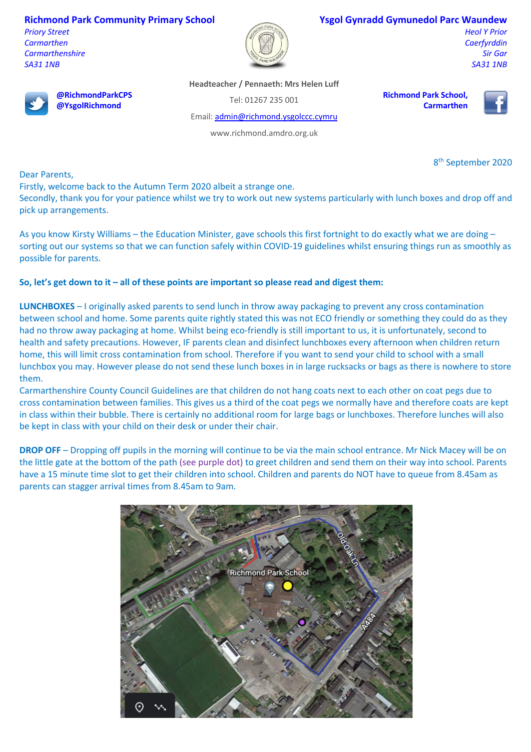**Richmond Park Community Primary School**
*Priory Street*
*Carmarthen*
*Carmarthenshire*
*SA31 1NB*

**Ysgol Gynradd Gymunedol Parc Waundew**
*Heol Y Prior*
*Caerfyrddin*
*Sir Gar*
*SA31 1NB*

**@RichmondParkCPS**
**@YsgolRichmond**

**Headteacher / Pennaeth: Mrs Helen Luff**
Tel: 01267 235 001
Email: admin@richmond.ysgolccc.cymru
www.richmond.amdro.org.uk

**Richmond Park School, Carmarthen**

8th September 2020

Dear Parents,
Firstly, welcome back to the Autumn Term 2020 albeit a strange one.
Secondly, thank you for your patience whilst we try to work out new systems particularly with lunch boxes and drop off and pick up arrangements.

As you know Kirsty Williams – the Education Minister, gave schools this first fortnight to do exactly what we are doing – sorting out our systems so that we can function safely within COVID-19 guidelines whilst ensuring things run as smoothly as possible for parents.

**So, let's get down to it – all of these points are important so please read and digest them:**

**LUNCHBOXES** – I originally asked parents to send lunch in throw away packaging to prevent any cross contamination between school and home. Some parents quite rightly stated this was not ECO friendly or something they could do as they had no throw away packaging at home. Whilst being eco-friendly is still important to us, it is unfortunately, second to health and safety precautions. However, IF parents clean and disinfect lunchboxes every afternoon when children return home, this will limit cross contamination from school. Therefore if you want to send your child to school with a small lunchbox you may. However please do not send these lunch boxes in in large rucksacks or bags as there is nowhere to store them.
Carmarthenshire County Council Guidelines are that children do not hang coats next to each other on coat pegs due to cross contamination between families. This gives us a third of the coat pegs we normally have and therefore coats are kept in class within their bubble. There is certainly no additional room for large bags or lunchboxes. Therefore lunches will also be kept in class with your child on their desk or under their chair.

**DROP OFF** – Dropping off pupils in the morning will continue to be via the main school entrance. Mr Nick Macey will be on the little gate at the bottom of the path (see purple dot) to greet children and send them on their way into school. Parents have a 15 minute time slot to get their children into school. Children and parents do NOT have to queue from 8.45am as parents can stagger arrival times from 8.45am to 9am.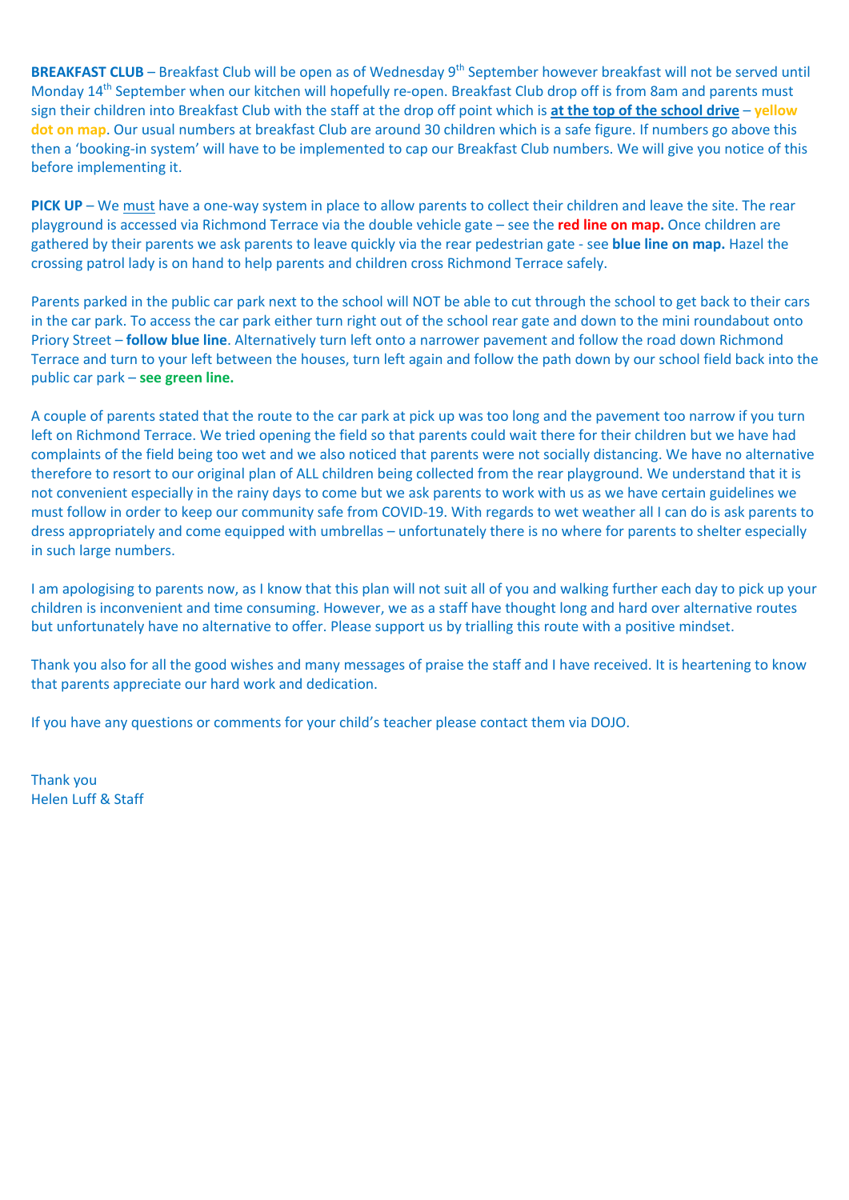**BREAKFAST CLUB** – Breakfast Club will be open as of Wednesday 9th September however breakfast will not be served until Monday 14th September when our kitchen will hopefully re-open. Breakfast Club drop off is from 8am and parents must sign their children into Breakfast Club with the staff at the drop off point which is **at the top of the school drive** – **yellow dot on map**. Our usual numbers at breakfast Club are around 30 children which is a safe figure. If numbers go above this then a 'booking-in system' will have to be implemented to cap our Breakfast Club numbers. We will give you notice of this before implementing it.

**PICK UP** – We must have a one-way system in place to allow parents to collect their children and leave the site. The rear playground is accessed via Richmond Terrace via the double vehicle gate – see the **red line on map.** Once children are gathered by their parents we ask parents to leave quickly via the rear pedestrian gate - see **blue line on map.** Hazel the crossing patrol lady is on hand to help parents and children cross Richmond Terrace safely.

Parents parked in the public car park next to the school will NOT be able to cut through the school to get back to their cars in the car park. To access the car park either turn right out of the school rear gate and down to the mini roundabout onto Priory Street – **follow blue line**. Alternatively turn left onto a narrower pavement and follow the road down Richmond Terrace and turn to your left between the houses, turn left again and follow the path down by our school field back into the public car park – **see green line.**

A couple of parents stated that the route to the car park at pick up was too long and the pavement too narrow if you turn left on Richmond Terrace. We tried opening the field so that parents could wait there for their children but we have had complaints of the field being too wet and we also noticed that parents were not socially distancing. We have no alternative therefore to resort to our original plan of ALL children being collected from the rear playground. We understand that it is not convenient especially in the rainy days to come but we ask parents to work with us as we have certain guidelines we must follow in order to keep our community safe from COVID-19. With regards to wet weather all I can do is ask parents to dress appropriately and come equipped with umbrellas – unfortunately there is no where for parents to shelter especially in such large numbers.

I am apologising to parents now, as I know that this plan will not suit all of you and walking further each day to pick up your children is inconvenient and time consuming. However, we as a staff have thought long and hard over alternative routes but unfortunately have no alternative to offer. Please support us by trialling this route with a positive mindset.

Thank you also for all the good wishes and many messages of praise the staff and I have received. It is heartening to know that parents appreciate our hard work and dedication.

If you have any questions or comments for your child's teacher please contact them via DOJO.

Thank you
Helen Luff & Staff